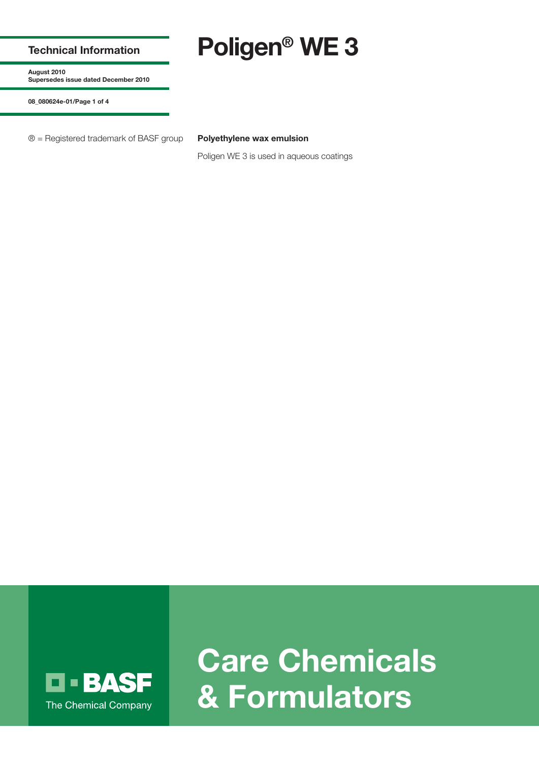# Poligen® WE 3

**Technical Information**

**August 2010**
**Supersedes issue dated December 2010**

**08_080624e-01**

® = Registered trademark of BASF group

**Polyethylene wax emulsion**

Poligen WE 3 is used in aqueous coatings

BASF
The Chemical Company

# Care Chemicals & Formulators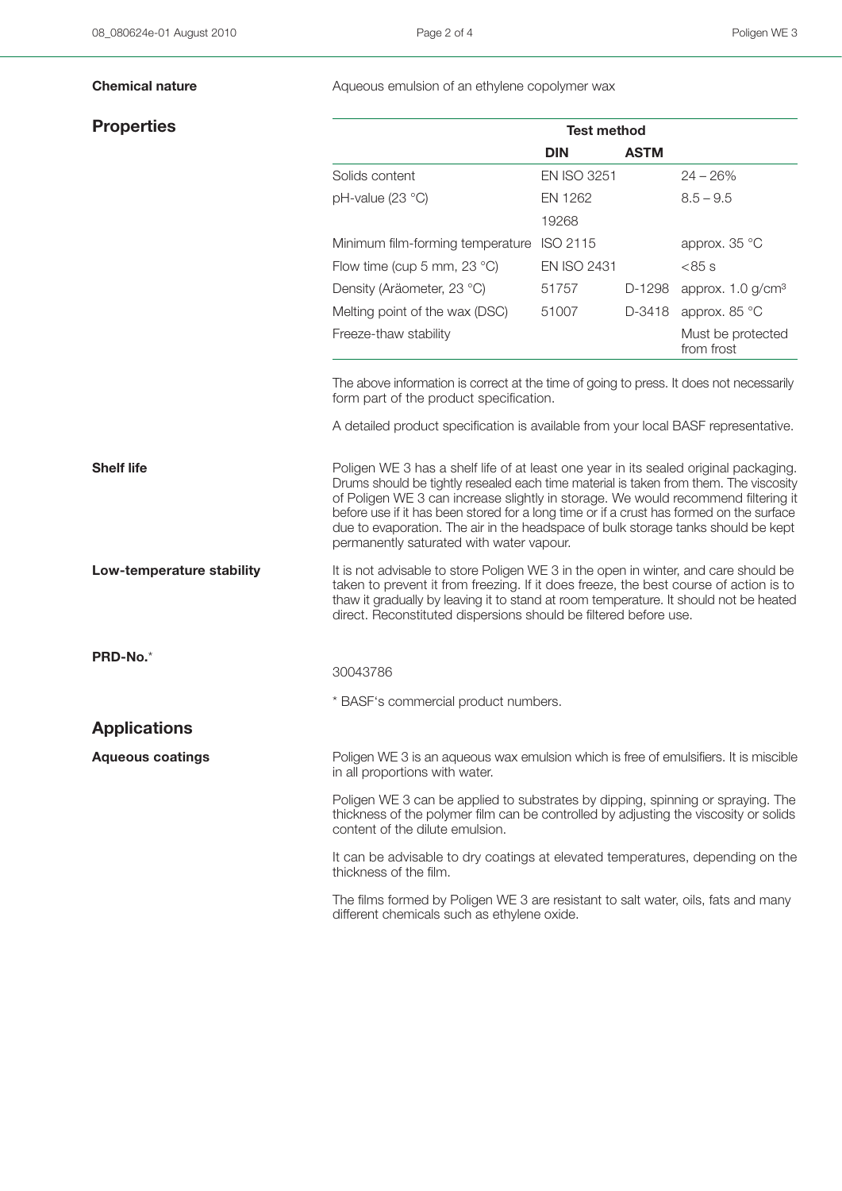**Chemical nature**

Aqueous emulsion of an ethylene copolymer wax

## Properties

| | Test method | | |
|---|---|---|---|
| | DIN | ASTM | |
| Solids content | EN ISO 3251 | | 24 – 26% |
| pH-value (23 °C) | EN 1262<br>19268 | | 8.5 – 9.5 |
| Minimum film-forming temperature | ISO 2115 | | approx. 35 °C |
| Flow time (cup 5 mm, 23 °C) | EN ISO 2431 | | <85 s |
| Density (Aräometer, 23 °C) | 51757 | D-1298 | approx. 1.0 g/cm³ |
| Melting point of the wax (DSC) | 51007 | D-3418 | approx. 85 °C |
| Freeze-thaw stability | | | Must be protected from frost |

The above information is correct at the time of going to press. It does not necessarily form part of the product specification.

A detailed product specification is available from your local BASF representative.

**Shelf life**

Poligen WE 3 has a shelf life of at least one year in its sealed original packaging. Drums should be tightly resealed each time material is taken from them. The viscosity of Poligen WE 3 can increase slightly in storage. We would recommend filtering it before use if it has been stored for a long time or if a crust has formed on the surface due to evaporation. The air in the headspace of bulk storage tanks should be kept permanently saturated with water vapour.

**Low-temperature stability**

It is not advisable to store Poligen WE 3 in the open in winter, and care should be taken to prevent it from freezing. If it does freeze, the best course of action is to thaw it gradually by leaving it to stand at room temperature. It should not be heated direct. Reconstituted dispersions should be filtered before use.

**PRD-No.***

30043786

* BASF's commercial product numbers.

## Applications

**Aqueous coatings**

Poligen WE 3 is an aqueous wax emulsion which is free of emulsifiers. It is miscible in all proportions with water.

Poligen WE 3 can be applied to substrates by dipping, spinning or spraying. The thickness of the polymer film can be controlled by adjusting the viscosity or solids content of the dilute emulsion.

It can be advisable to dry coatings at elevated temperatures, depending on the thickness of the film.

The films formed by Poligen WE 3 are resistant to salt water, oils, fats and many different chemicals such as ethylene oxide.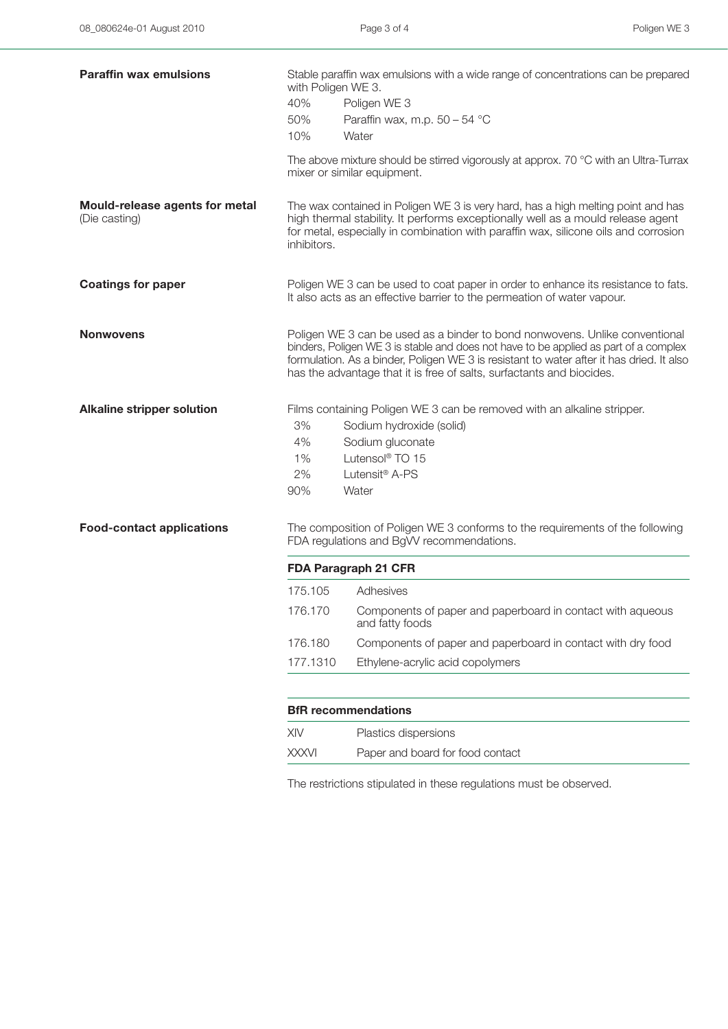## Paraffin wax emulsions

Stable paraffin wax emulsions with a wide range of concentrations can be prepared with Poligen WE 3.

| | |
|---|---|
| 40% | Poligen WE 3 |
| 50% | Paraffin wax, m.p. 50 – 54 °C |
| 10% | Water |

The above mixture should be stirred vigorously at approx. 70 °C with an Ultra-Turrax mixer or similar equipment.

## Mould-release agents for metal (Die casting)

The wax contained in Poligen WE 3 is very hard, has a high melting point and has high thermal stability. It performs exceptionally well as a mould release agent for metal, especially in combination with paraffin wax, silicone oils and corrosion inhibitors.

## Coatings for paper

Poligen WE 3 can be used to coat paper in order to enhance its resistance to fats. It also acts as an effective barrier to the permeation of water vapour.

## Nonwovens

Poligen WE 3 can be used as a binder to bond nonwovens. Unlike conventional binders, Poligen WE 3 is stable and does not have to be applied as part of a complex formulation. As a binder, Poligen WE 3 is resistant to water after it has dried. It also has the advantage that it is free of salts, surfactants and biocides.

## Alkaline stripper solution

Films containing Poligen WE 3 can be removed with an alkaline stripper.

| | |
|---|---|
| 3% | Sodium hydroxide (solid) |
| 4% | Sodium gluconate |
| 1% | Lutensol® TO 15 |
| 2% | Lutensit® A-PS |
| 90% | Water |

## Food-contact applications

The composition of Poligen WE 3 conforms to the requirements of the following FDA regulations and BgVV recommendations.

| FDA Paragraph 21 CFR | |
|---|---|
| 175.105 | Adhesives |
| 176.170 | Components of paper and paperboard in contact with aqueous and fatty foods |
| 176.180 | Components of paper and paperboard in contact with dry food |
| 177.1310 | Ethylene-acrylic acid copolymers |

| BfR recommendations | |
|---|---|
| XIV | Plastics dispersions |
| XXXVI | Paper and board for food contact |

The restrictions stipulated in these regulations must be observed.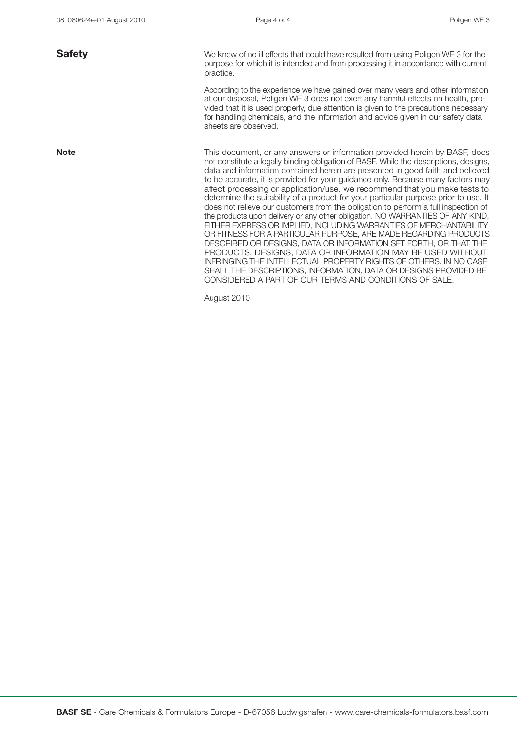## Safety

We know of no ill effects that could have resulted from using Poligen WE 3 for the purpose for which it is intended and from processing it in accordance with current practice.

According to the experience we have gained over many years and other information at our disposal, Poligen WE 3 does not exert any harmful effects on health, provided that it is used properly, due attention is given to the precautions necessary for handling chemicals, and the information and advice given in our safety data sheets are observed.

## Note

This document, or any answers or information provided herein by BASF, does not constitute a legally binding obligation of BASF. While the descriptions, designs, data and information contained herein are presented in good faith and believed to be accurate, it is provided for your guidance only. Because many factors may affect processing or application/use, we recommend that you make tests to determine the suitability of a product for your particular purpose prior to use. It does not relieve our customers from the obligation to perform a full inspection of the products upon delivery or any other obligation. NO WARRANTIES OF ANY KIND, EITHER EXPRESS OR IMPLIED, INCLUDING WARRANTIES OF MERCHANTABILITY OR FITNESS FOR A PARTICULAR PURPOSE, ARE MADE REGARDING PRODUCTS DESCRIBED OR DESIGNS, DATA OR INFORMATION SET FORTH, OR THAT THE PRODUCTS, DESIGNS, DATA OR INFORMATION MAY BE USED WITHOUT INFRINGING THE INTELLECTUAL PROPERTY RIGHTS OF OTHERS. IN NO CASE SHALL THE DESCRIPTIONS, INFORMATION, DATA OR DESIGNS PROVIDED BE CONSIDERED A PART OF OUR TERMS AND CONDITIONS OF SALE.

August 2010

**BASF SE** - Care Chemicals & Formulators Europe - D-67056 Ludwigshafen - www.care-chemicals-formulators.basf.com